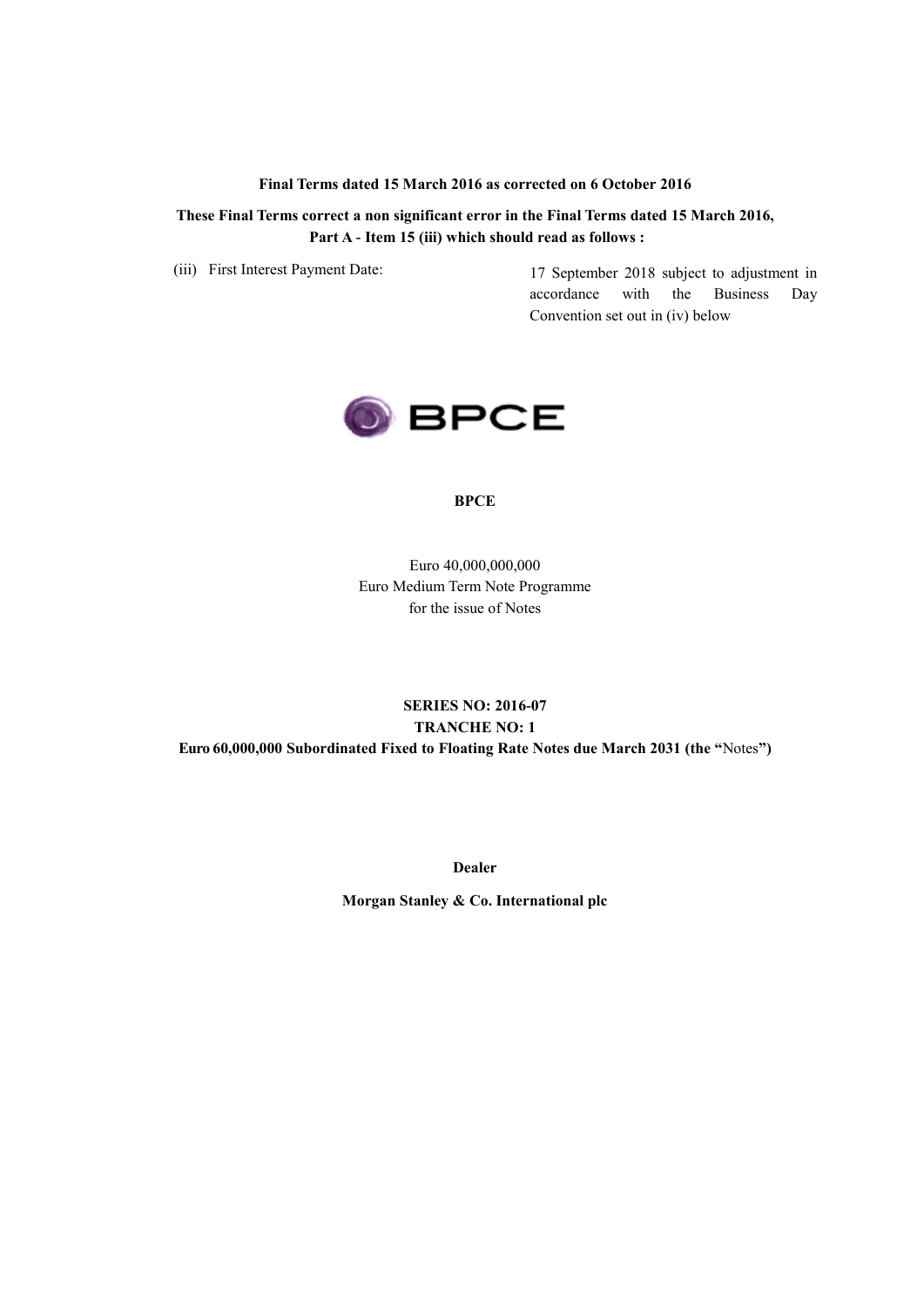**Final Terms dated 15 March 2016 as corrected on 6 October 2016**

**These Final Terms correct a non significant error in the Final Terms dated 15 March 2016, Part A - Item 15 (iii) which should read as follows :**

| | |
|---|---|
| (iii) First Interest Payment Date: | 17 September 2018 subject to adjustment in accordance with the Business Day Convention set out in (iv) below |

BPCE

**BPCE**

Euro 40,000,000,000
Euro Medium Term Note Programme
for the issue of Notes

**SERIES NO: 2016-07**
**TRANCHE NO: 1**
**Euro 60,000,000 Subordinated Fixed to Floating Rate Notes due March 2031 (the "**Notes**")**

**Dealer**

**Morgan Stanley & Co. International plc**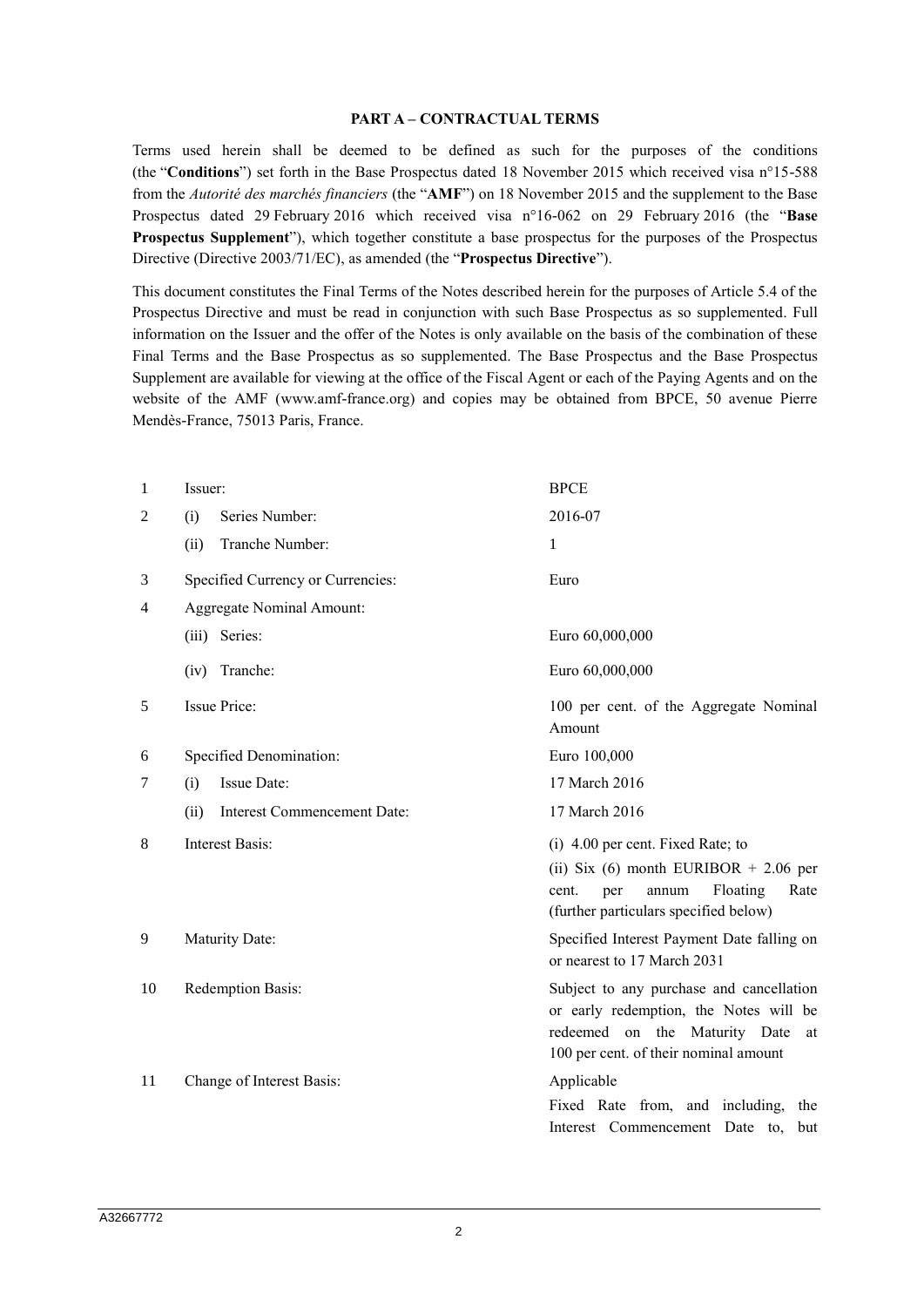## PART A – CONTRACTUAL TERMS

Terms used herein shall be deemed to be defined as such for the purposes of the conditions (the "**Conditions**") set forth in the Base Prospectus dated 18 November 2015 which received visa n°15-588 from the *Autorité des marchés financiers* (the "**AMF**") on 18 November 2015 and the supplement to the Base Prospectus dated 29 February 2016 which received visa n°16-062 on 29 February 2016 (the "**Base Prospectus Supplement**"), which together constitute a base prospectus for the purposes of the Prospectus Directive (Directive 2003/71/EC), as amended (the "**Prospectus Directive**").

This document constitutes the Final Terms of the Notes described herein for the purposes of Article 5.4 of the Prospectus Directive and must be read in conjunction with such Base Prospectus as so supplemented. Full information on the Issuer and the offer of the Notes is only available on the basis of the combination of these Final Terms and the Base Prospectus as so supplemented. The Base Prospectus and the Base Prospectus Supplement are available for viewing at the office of the Fiscal Agent or each of the Paying Agents and on the website of the AMF (www.amf-france.org) and copies may be obtained from BPCE, 50 avenue Pierre Mendès-France, 75013 Paris, France.

| | | |
|---|---|---|
| 1 | Issuer: | BPCE |
| 2 | (i) Series Number: | 2016-07 |
| | (ii) Tranche Number: | 1 |
| 3 | Specified Currency or Currencies: | Euro |
| 4 | Aggregate Nominal Amount: | |
| | (iii) Series: | Euro 60,000,000 |
| | (iv) Tranche: | Euro 60,000,000 |
| 5 | Issue Price: | 100 per cent. of the Aggregate Nominal Amount |
| 6 | Specified Denomination: | Euro 100,000 |
| 7 | (i) Issue Date: | 17 March 2016 |
| | (ii) Interest Commencement Date: | 17 March 2016 |
| 8 | Interest Basis: | (i) 4.00 per cent. Fixed Rate; to<br>(ii) Six (6) month EURIBOR + 2.06 per cent. per annum Floating Rate (further particulars specified below) |
| 9 | Maturity Date: | Specified Interest Payment Date falling on or nearest to 17 March 2031 |
| 10 | Redemption Basis: | Subject to any purchase and cancellation or early redemption, the Notes will be redeemed on the Maturity Date at 100 per cent. of their nominal amount |
| 11 | Change of Interest Basis: | Applicable<br>Fixed Rate from, and including, the Interest Commencement Date to, but |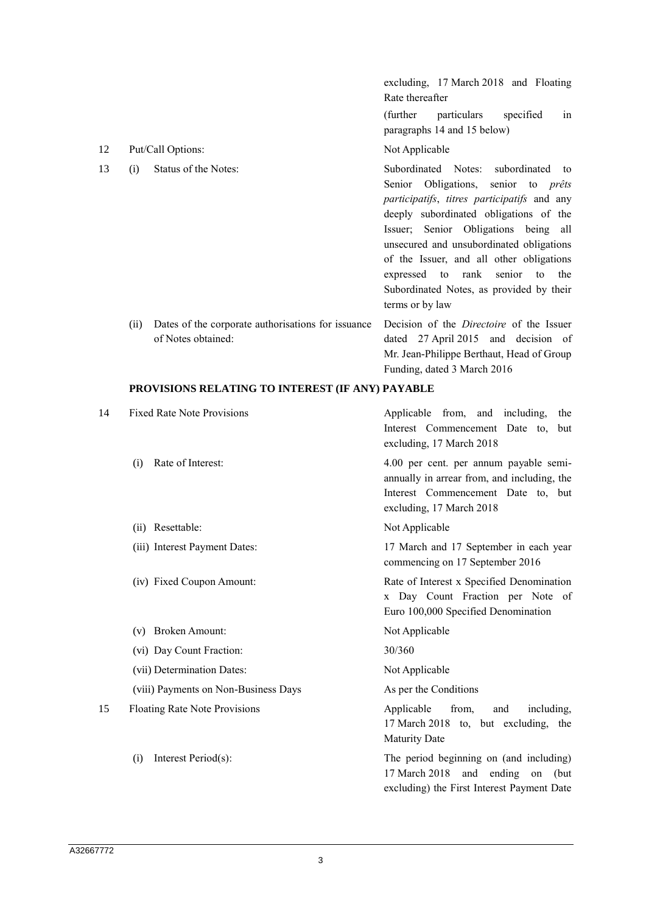| | | |
|---|---|---|
| | | excluding, 17 March 2018 and Floating Rate thereafter<br>(further particulars specified in paragraphs 14 and 15 below) |
| 12 | Put/Call Options: | Not Applicable |
| 13 | (i) Status of the Notes: | Subordinated Notes: subordinated to Senior Obligations, senior to *prêts participatifs*, *titres participatifs* and any deeply subordinated obligations of the Issuer; Senior Obligations being all unsecured and unsubordinated obligations of the Issuer, and all other obligations expressed to rank senior to the Subordinated Notes, as provided by their terms or by law |
| | (ii) Dates of the corporate authorisations for issuance of Notes obtained: | Decision of the *Directoire* of the Issuer dated 27 April 2015 and decision of Mr. Jean-Philippe Berthaut, Head of Group Funding, dated 3 March 2016 |

**PROVISIONS RELATING TO INTEREST (IF ANY) PAYABLE**

| | | |
|---|---|---|
| 14 | Fixed Rate Note Provisions | Applicable from, and including, the Interest Commencement Date to, but excluding, 17 March 2018 |
| | (i) Rate of Interest: | 4.00 per cent. per annum payable semi-annually in arrear from, and including, the Interest Commencement Date to, but excluding, 17 March 2018 |
| | (ii) Resettable: | Not Applicable |
| | (iii) Interest Payment Dates: | 17 March and 17 September in each year commencing on 17 September 2016 |
| | (iv) Fixed Coupon Amount: | Rate of Interest x Specified Denomination x Day Count Fraction per Note of Euro 100,000 Specified Denomination |
| | (v) Broken Amount: | Not Applicable |
| | (vi) Day Count Fraction: | 30/360 |
| | (vii) Determination Dates: | Not Applicable |
| | (viii) Payments on Non-Business Days | As per the Conditions |
| 15 | Floating Rate Note Provisions | Applicable from, and including, 17 March 2018 to, but excluding, the Maturity Date |
| | (i) Interest Period(s): | The period beginning on (and including) 17 March 2018 and ending on (but excluding) the First Interest Payment Date |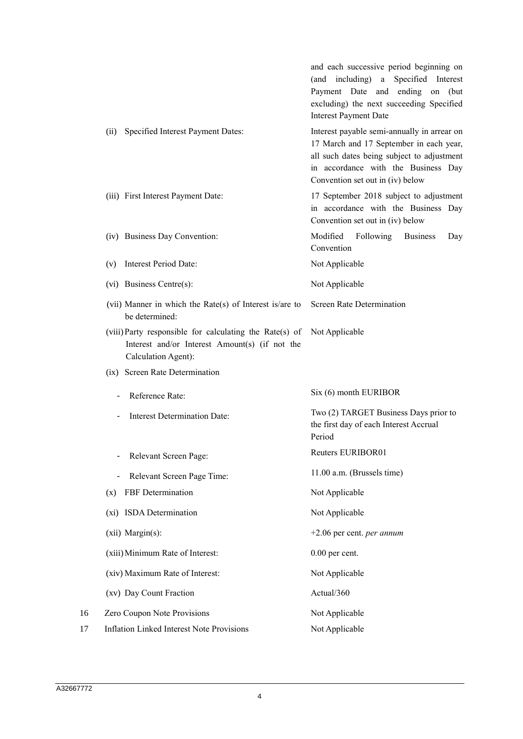| | | |
|---|---|---|
| | | and each successive period beginning on (and including) a Specified Interest Payment Date and ending on (but excluding) the next succeeding Specified Interest Payment Date |
| | (ii) Specified Interest Payment Dates: | Interest payable semi-annually in arrear on 17 March and 17 September in each year, all such dates being subject to adjustment in accordance with the Business Day Convention set out in (iv) below |
| | (iii) First Interest Payment Date: | 17 September 2018 subject to adjustment in accordance with the Business Day Convention set out in (iv) below |
| | (iv) Business Day Convention: | Modified Following Business Day Convention |
| | (v) Interest Period Date: | Not Applicable |
| | (vi) Business Centre(s): | Not Applicable |
| | (vii) Manner in which the Rate(s) of Interest is/are to be determined: | Screen Rate Determination |
| | (viii) Party responsible for calculating the Rate(s) of Interest and/or Interest Amount(s) (if not the Calculation Agent): | Not Applicable |
| | (ix) Screen Rate Determination | |
| | - Reference Rate: | Six (6) month EURIBOR |
| | - Interest Determination Date: | Two (2) TARGET Business Days prior to the first day of each Interest Accrual Period |
| | - Relevant Screen Page: | Reuters EURIBOR01 |
| | - Relevant Screen Page Time: | 11.00 a.m. (Brussels time) |
| | (x) FBF Determination | Not Applicable |
| | (xi) ISDA Determination | Not Applicable |
| | (xii) Margin(s): | +2.06 per cent. *per annum* |
| | (xiii) Minimum Rate of Interest: | 0.00 per cent. |
| | (xiv) Maximum Rate of Interest: | Not Applicable |
| | (xv) Day Count Fraction | Actual/360 |
| 16 | Zero Coupon Note Provisions | Not Applicable |
| 17 | Inflation Linked Interest Note Provisions | Not Applicable |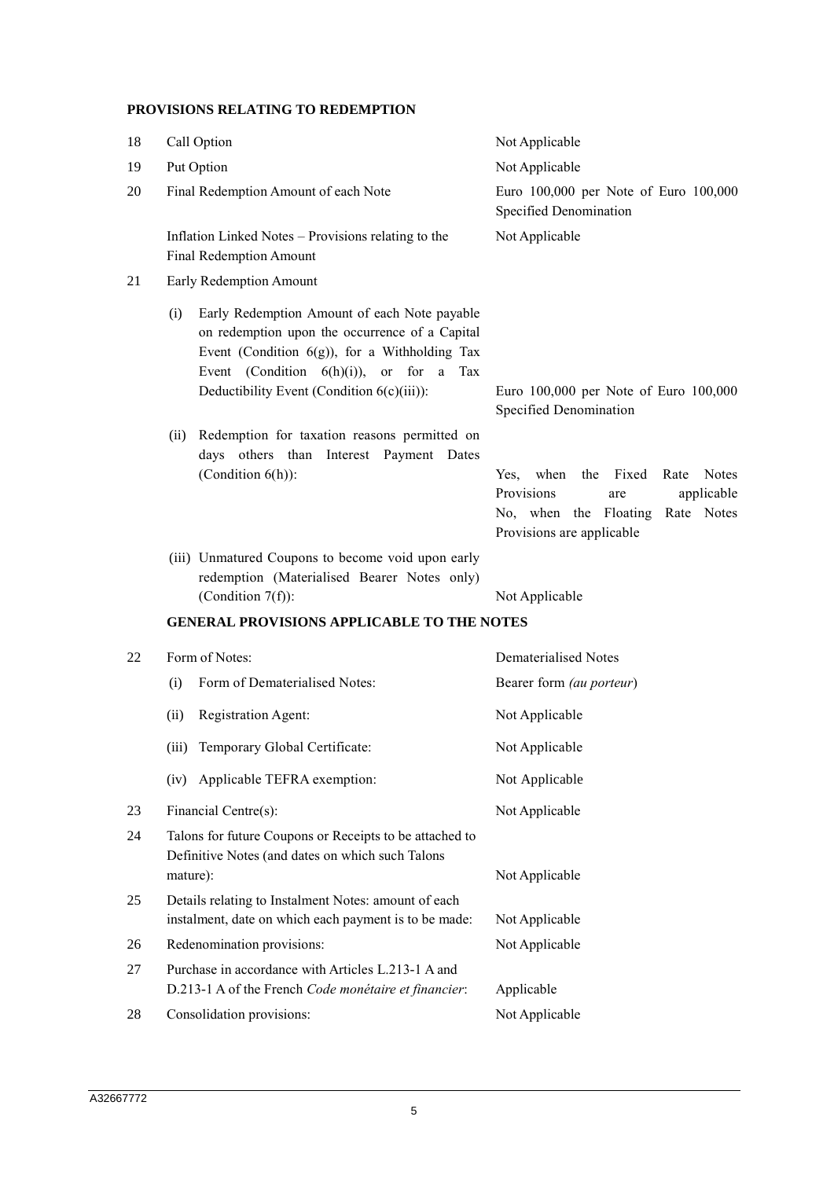**PROVISIONS RELATING TO REDEMPTION**

| | | |
|---|---|---|
| 18 | Call Option | Not Applicable |
| 19 | Put Option | Not Applicable |
| 20 | Final Redemption Amount of each Note | Euro 100,000 per Note of Euro 100,000 Specified Denomination |
| | Inflation Linked Notes – Provisions relating to the Final Redemption Amount | Not Applicable |
| 21 | Early Redemption Amount | |
| | (i) Early Redemption Amount of each Note payable on redemption upon the occurrence of a Capital Event (Condition 6(g)), for a Withholding Tax Event (Condition 6(h)(i)), or for a Tax Deductibility Event (Condition 6(c)(iii)): | Euro 100,000 per Note of Euro 100,000 Specified Denomination |
| | (ii) Redemption for taxation reasons permitted on days others than Interest Payment Dates (Condition 6(h)): | Yes, when the Fixed Rate Notes Provisions are applicable<br>No, when the Floating Rate Notes Provisions are applicable |
| | (iii) Unmatured Coupons to become void upon early redemption (Materialised Bearer Notes only) (Condition 7(f)): | Not Applicable |

**GENERAL PROVISIONS APPLICABLE TO THE NOTES**

| | | |
|---|---|---|
| 22 | Form of Notes: | Dematerialised Notes |
| | (i) Form of Dematerialised Notes: | Bearer form *(au porteur)* |
| | (ii) Registration Agent: | Not Applicable |
| | (iii) Temporary Global Certificate: | Not Applicable |
| | (iv) Applicable TEFRA exemption: | Not Applicable |
| 23 | Financial Centre(s): | Not Applicable |
| 24 | Talons for future Coupons or Receipts to be attached to Definitive Notes (and dates on which such Talons mature): | Not Applicable |
| 25 | Details relating to Instalment Notes: amount of each instalment, date on which each payment is to be made: | Not Applicable |
| 26 | Redenomination provisions: | Not Applicable |
| 27 | Purchase in accordance with Articles L.213-1 A and D.213-1 A of the French *Code monétaire et financier*: | Applicable |
| 28 | Consolidation provisions: | Not Applicable |

A32667772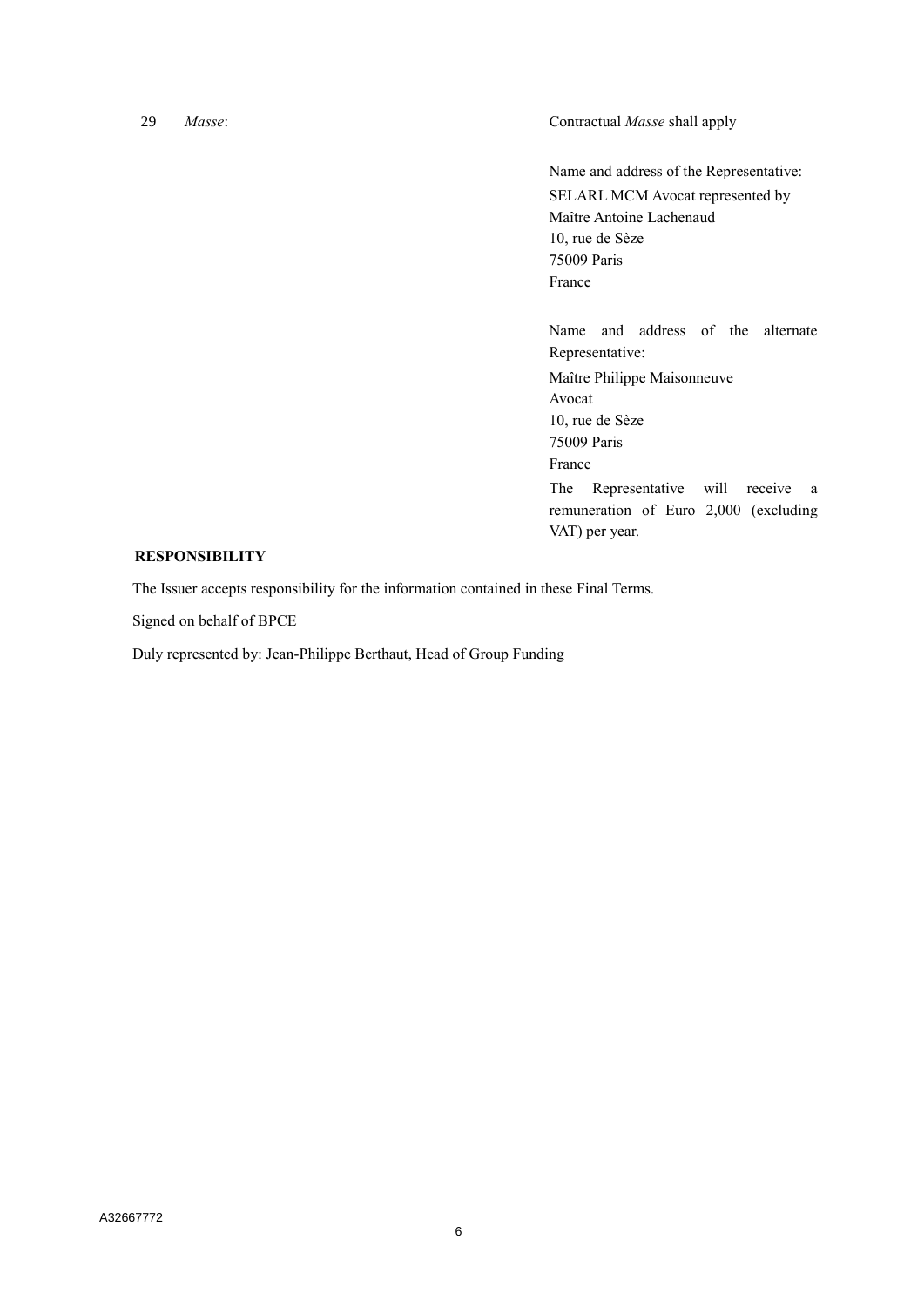| | | |
|---|---|---|
| 29 | *Masse*: | Contractual *Masse* shall apply<br><br>Name and address of the Representative:<br>SELARL MCM Avocat represented by<br>Maître Antoine Lachenaud<br>10, rue de Sèze<br>75009 Paris<br>France<br><br>Name and address of the alternate Representative:<br>Maître Philippe Maisonneuve<br>Avocat<br>10, rue de Sèze<br>75009 Paris<br>France<br>The Representative will receive a remuneration of Euro 2,000 (excluding VAT) per year. |

**RESPONSIBILITY**

The Issuer accepts responsibility for the information contained in these Final Terms.

Signed on behalf of BPCE

Duly represented by: Jean-Philippe Berthaut, Head of Group Funding

A32667772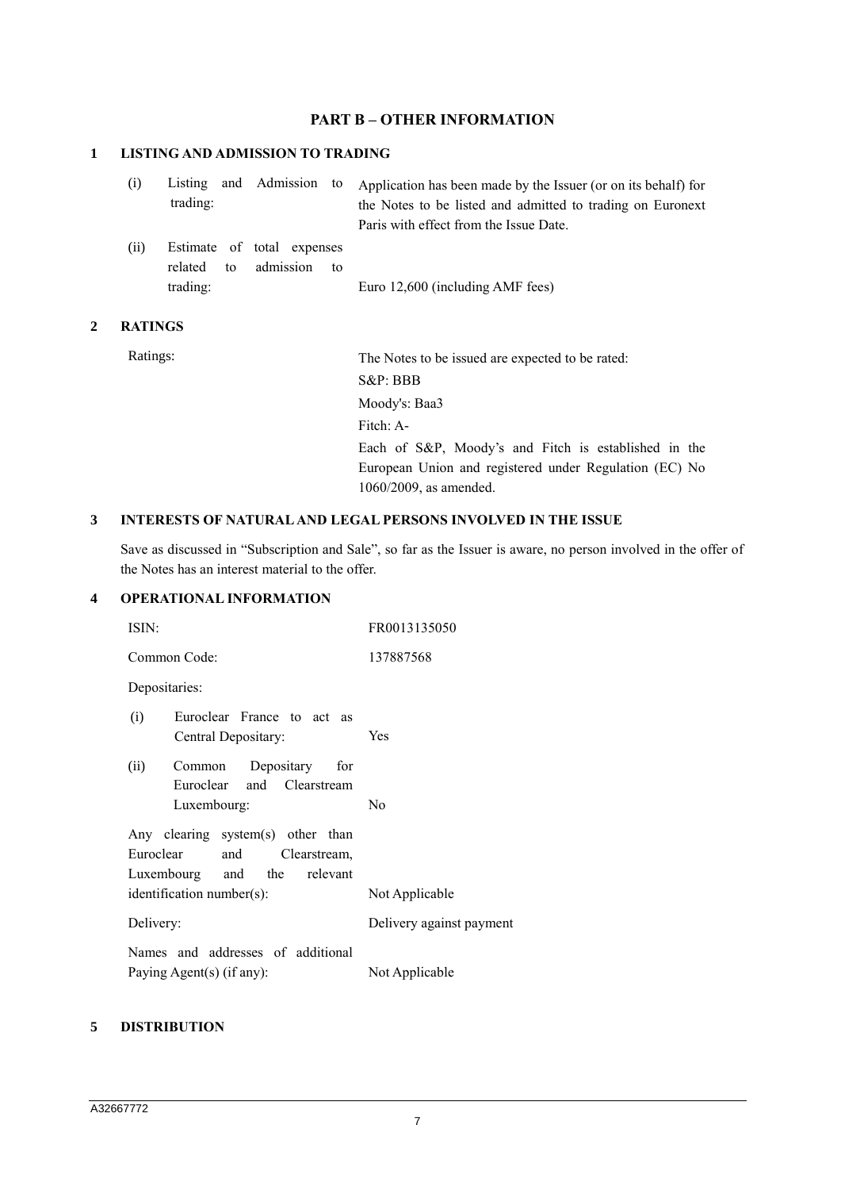## PART B – OTHER INFORMATION

### 1 LISTING AND ADMISSION TO TRADING

| | |
|---|---|
| (i) Listing and Admission to trading: | Application has been made by the Issuer (or on its behalf) for the Notes to be listed and admitted to trading on Euronext Paris with effect from the Issue Date. |
| (ii) Estimate of total expenses related to admission to trading: | Euro 12,600 (including AMF fees) |

### 2 RATINGS

| | |
|---|---|
| Ratings: | The Notes to be issued are expected to be rated:<br>S&P: BBB<br>Moody's: Baa3<br>Fitch: A-<br>Each of S&P, Moody's and Fitch is established in the European Union and registered under Regulation (EC) No 1060/2009, as amended. |

### 3 INTERESTS OF NATURAL AND LEGAL PERSONS INVOLVED IN THE ISSUE

Save as discussed in "Subscription and Sale", so far as the Issuer is aware, no person involved in the offer of the Notes has an interest material to the offer.

### 4 OPERATIONAL INFORMATION

| | |
|---|---|
| ISIN: | FR0013135050 |
| Common Code: | 137887568 |
| Depositaries: | |
| (i) Euroclear France to act as Central Depositary: | Yes |
| (ii) Common Depositary for Euroclear and Clearstream Luxembourg: | No |
| Any clearing system(s) other than Euroclear and Clearstream, Luxembourg and the relevant identification number(s): | Not Applicable |
| Delivery: | Delivery against payment |
| Names and addresses of additional Paying Agent(s) (if any): | Not Applicable |

### 5 DISTRIBUTION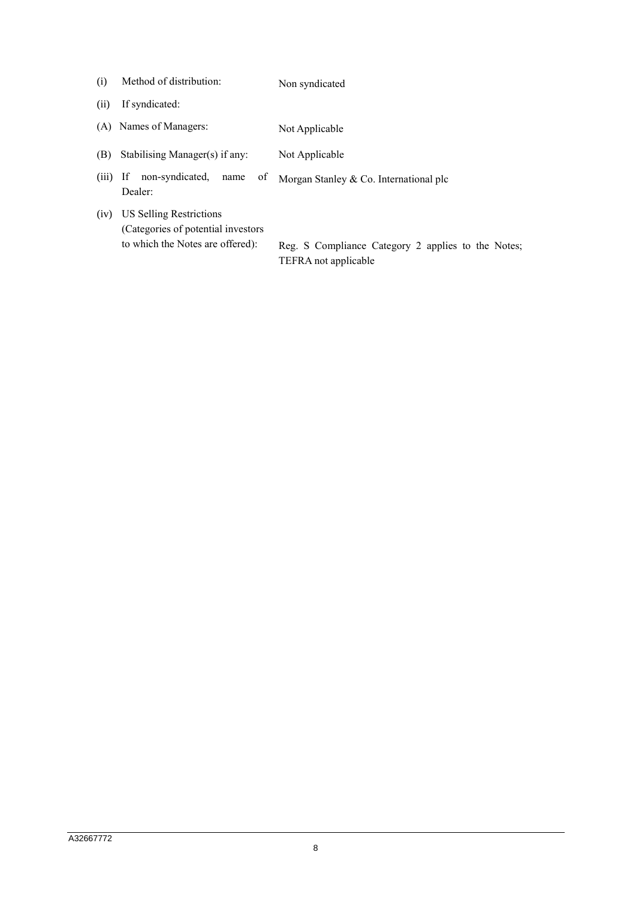| | | |
|---|---|---|
| (i) | Method of distribution: | Non syndicated |
| (ii) | If syndicated: | |
| (A) | Names of Managers: | Not Applicable |
| (B) | Stabilising Manager(s) if any: | Not Applicable |
| (iii) | If non-syndicated, name of Dealer: | Morgan Stanley & Co. International plc |
| (iv) | US Selling Restrictions (Categories of potential investors to which the Notes are offered): | Reg. S Compliance Category 2 applies to the Notes; TEFRA not applicable |

A32667772